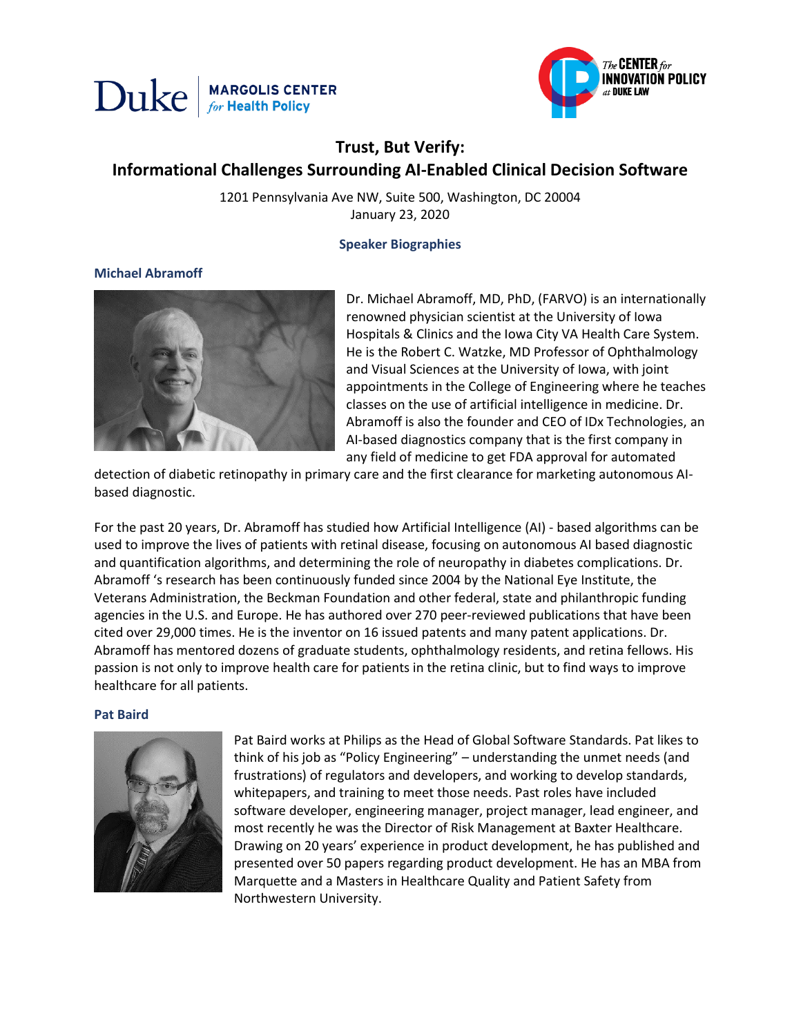# Trust, But Verify:
# Informational Challenges Surrounding AI-Enabled Clinical Decision Software

1201 Pennsylvania Ave NW, Suite 500, Washington, DC 20004
January 23, 2020

## Speaker Biographies

### Michael Abramoff

Dr. Michael Abramoff, MD, PhD, (FARVO) is an internationally renowned physician scientist at the University of Iowa Hospitals & Clinics and the Iowa City VA Health Care System. He is the Robert C. Watzke, MD Professor of Ophthalmology and Visual Sciences at the University of Iowa, with joint appointments in the College of Engineering where he teaches classes on the use of artificial intelligence in medicine. Dr. Abramoff is also the founder and CEO of IDx Technologies, an AI-based diagnostics company that is the first company in any field of medicine to get FDA approval for automated detection of diabetic retinopathy in primary care and the first clearance for marketing autonomous AI-based diagnostic.

For the past 20 years, Dr. Abramoff has studied how Artificial Intelligence (AI) - based algorithms can be used to improve the lives of patients with retinal disease, focusing on autonomous AI based diagnostic and quantification algorithms, and determining the role of neuropathy in diabetes complications. Dr. Abramoff 's research has been continuously funded since 2004 by the National Eye Institute, the Veterans Administration, the Beckman Foundation and other federal, state and philanthropic funding agencies in the U.S. and Europe. He has authored over 270 peer-reviewed publications that have been cited over 29,000 times. He is the inventor on 16 issued patents and many patent applications. Dr. Abramoff has mentored dozens of graduate students, ophthalmology residents, and retina fellows. His passion is not only to improve health care for patients in the retina clinic, but to find ways to improve healthcare for all patients.

### Pat Baird

Pat Baird works at Philips as the Head of Global Software Standards. Pat likes to think of his job as "Policy Engineering" – understanding the unmet needs (and frustrations) of regulators and developers, and working to develop standards, whitepapers, and training to meet those needs. Past roles have included software developer, engineering manager, project manager, lead engineer, and most recently he was the Director of Risk Management at Baxter Healthcare. Drawing on 20 years' experience in product development, he has published and presented over 50 papers regarding product development. He has an MBA from Marquette and a Masters in Healthcare Quality and Patient Safety from Northwestern University.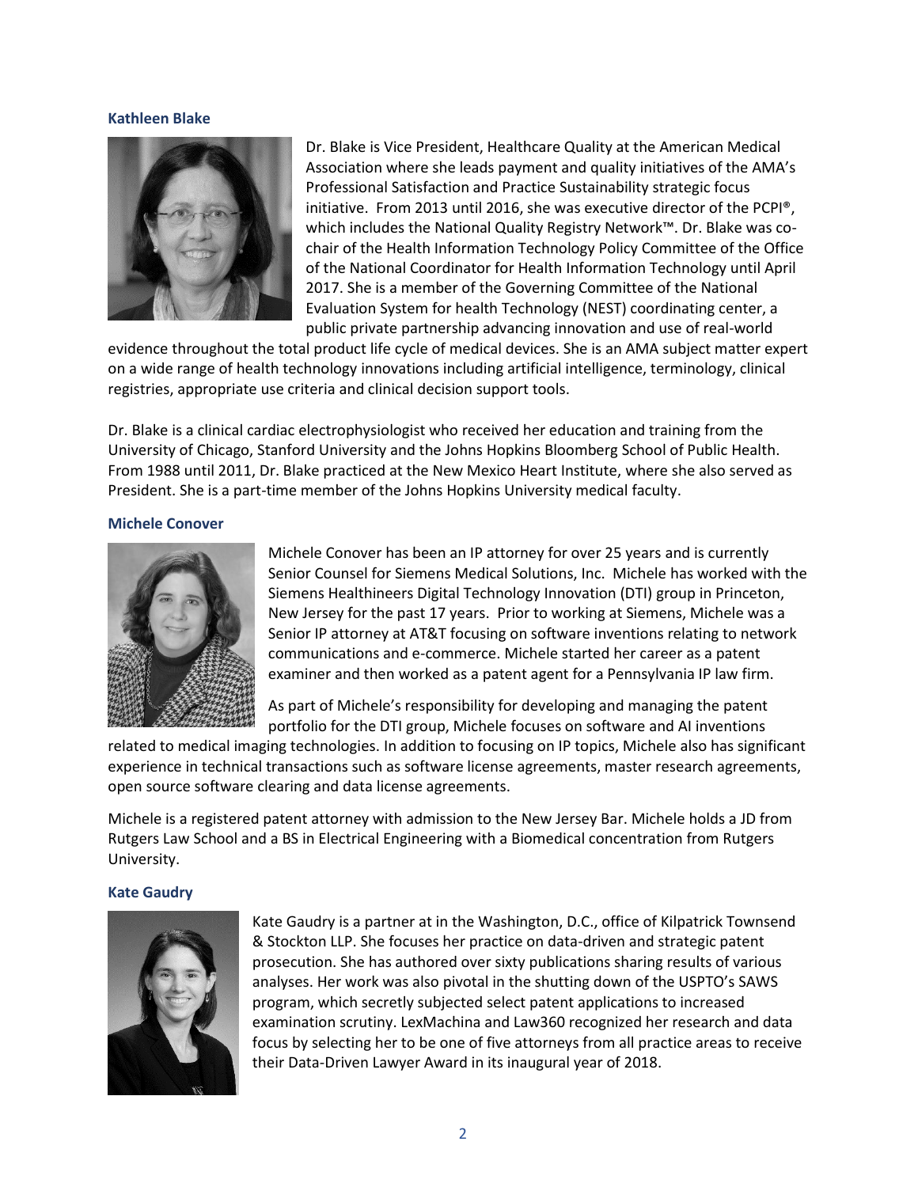### Kathleen Blake

Dr. Blake is Vice President, Healthcare Quality at the American Medical Association where she leads payment and quality initiatives of the AMA's Professional Satisfaction and Practice Sustainability strategic focus initiative. From 2013 until 2016, she was executive director of the PCPI®, which includes the National Quality Registry Network™. Dr. Blake was co-chair of the Health Information Technology Policy Committee of the Office of the National Coordinator for Health Information Technology until April 2017. She is a member of the Governing Committee of the National Evaluation System for health Technology (NEST) coordinating center, a public private partnership advancing innovation and use of real-world evidence throughout the total product life cycle of medical devices. She is an AMA subject matter expert on a wide range of health technology innovations including artificial intelligence, terminology, clinical registries, appropriate use criteria and clinical decision support tools.

Dr. Blake is a clinical cardiac electrophysiologist who received her education and training from the University of Chicago, Stanford University and the Johns Hopkins Bloomberg School of Public Health. From 1988 until 2011, Dr. Blake practiced at the New Mexico Heart Institute, where she also served as President. She is a part-time member of the Johns Hopkins University medical faculty.

### Michele Conover

Michele Conover has been an IP attorney for over 25 years and is currently Senior Counsel for Siemens Medical Solutions, Inc. Michele has worked with the Siemens Healthineers Digital Technology Innovation (DTI) group in Princeton, New Jersey for the past 17 years. Prior to working at Siemens, Michele was a Senior IP attorney at AT&T focusing on software inventions relating to network communications and e-commerce. Michele started her career as a patent examiner and then worked as a patent agent for a Pennsylvania IP law firm.

As part of Michele's responsibility for developing and managing the patent portfolio for the DTI group, Michele focuses on software and AI inventions related to medical imaging technologies. In addition to focusing on IP topics, Michele also has significant experience in technical transactions such as software license agreements, master research agreements, open source software clearing and data license agreements.

Michele is a registered patent attorney with admission to the New Jersey Bar. Michele holds a JD from Rutgers Law School and a BS in Electrical Engineering with a Biomedical concentration from Rutgers University.

### Kate Gaudry

Kate Gaudry is a partner at in the Washington, D.C., office of Kilpatrick Townsend & Stockton LLP. She focuses her practice on data-driven and strategic patent prosecution. She has authored over sixty publications sharing results of various analyses. Her work was also pivotal in the shutting down of the USPTO's SAWS program, which secretly subjected select patent applications to increased examination scrutiny. LexMachina and Law360 recognized her research and data focus by selecting her to be one of five attorneys from all practice areas to receive their Data-Driven Lawyer Award in its inaugural year of 2018.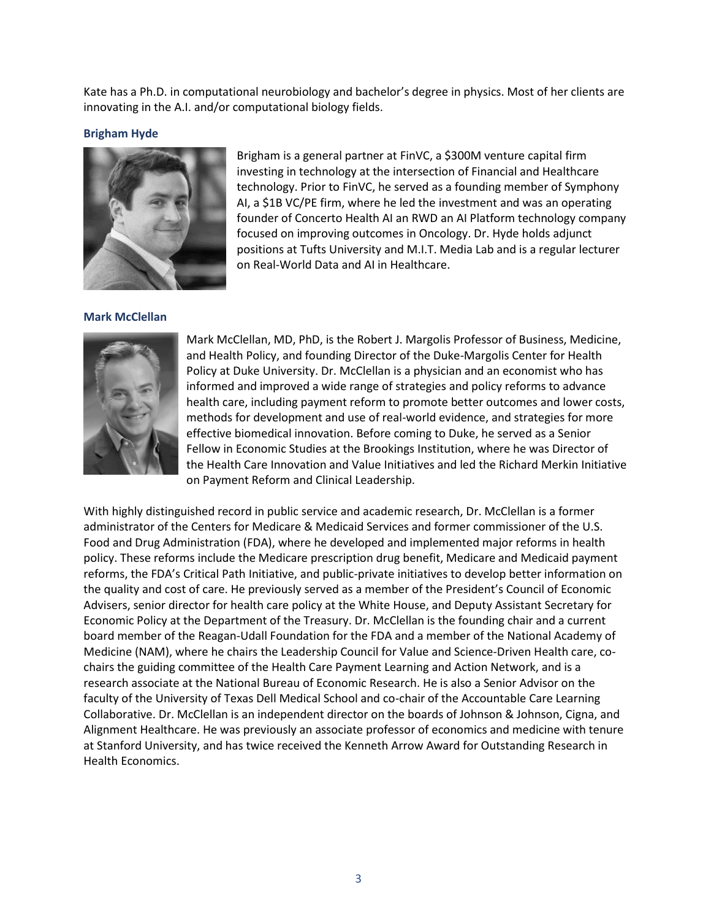Kate has a Ph.D. in computational neurobiology and bachelor's degree in physics. Most of her clients are innovating in the A.I. and/or computational biology fields.

### Brigham Hyde

Brigham is a general partner at FinVC, a $300M venture capital firm investing in technology at the intersection of Financial and Healthcare technology. Prior to FinVC, he served as a founding member of Symphony AI, a $1B VC/PE firm, where he led the investment and was an operating founder of Concerto Health AI an RWD an AI Platform technology company focused on improving outcomes in Oncology. Dr. Hyde holds adjunct positions at Tufts University and M.I.T. Media Lab and is a regular lecturer on Real-World Data and AI in Healthcare.

### Mark McClellan

Mark McClellan, MD, PhD, is the Robert J. Margolis Professor of Business, Medicine, and Health Policy, and founding Director of the Duke-Margolis Center for Health Policy at Duke University. Dr. McClellan is a physician and an economist who has informed and improved a wide range of strategies and policy reforms to advance health care, including payment reform to promote better outcomes and lower costs, methods for development and use of real-world evidence, and strategies for more effective biomedical innovation. Before coming to Duke, he served as a Senior Fellow in Economic Studies at the Brookings Institution, where he was Director of the Health Care Innovation and Value Initiatives and led the Richard Merkin Initiative on Payment Reform and Clinical Leadership.

With highly distinguished record in public service and academic research, Dr. McClellan is a former administrator of the Centers for Medicare & Medicaid Services and former commissioner of the U.S. Food and Drug Administration (FDA), where he developed and implemented major reforms in health policy. These reforms include the Medicare prescription drug benefit, Medicare and Medicaid payment reforms, the FDA's Critical Path Initiative, and public-private initiatives to develop better information on the quality and cost of care. He previously served as a member of the President's Council of Economic Advisers, senior director for health care policy at the White House, and Deputy Assistant Secretary for Economic Policy at the Department of the Treasury. Dr. McClellan is the founding chair and a current board member of the Reagan-Udall Foundation for the FDA and a member of the National Academy of Medicine (NAM), where he chairs the Leadership Council for Value and Science-Driven Health care, co-chairs the guiding committee of the Health Care Payment Learning and Action Network, and is a research associate at the National Bureau of Economic Research. He is also a Senior Advisor on the faculty of the University of Texas Dell Medical School and co-chair of the Accountable Care Learning Collaborative. Dr. McClellan is an independent director on the boards of Johnson & Johnson, Cigna, and Alignment Healthcare. He was previously an associate professor of economics and medicine with tenure at Stanford University, and has twice received the Kenneth Arrow Award for Outstanding Research in Health Economics.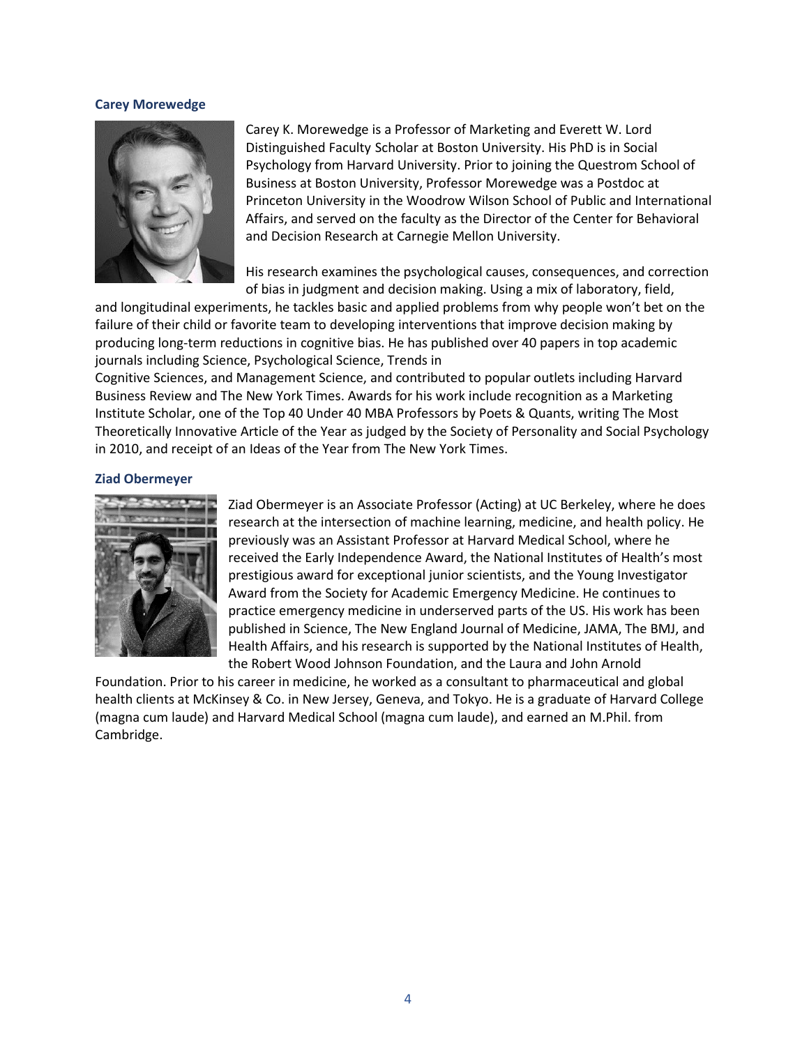### Carey Morewedge

Carey K. Morewedge is a Professor of Marketing and Everett W. Lord Distinguished Faculty Scholar at Boston University. His PhD is in Social Psychology from Harvard University. Prior to joining the Questrom School of Business at Boston University, Professor Morewedge was a Postdoc at Princeton University in the Woodrow Wilson School of Public and International Affairs, and served on the faculty as the Director of the Center for Behavioral and Decision Research at Carnegie Mellon University.

His research examines the psychological causes, consequences, and correction of bias in judgment and decision making. Using a mix of laboratory, field, and longitudinal experiments, he tackles basic and applied problems from why people won't bet on the failure of their child or favorite team to developing interventions that improve decision making by producing long-term reductions in cognitive bias. He has published over 40 papers in top academic journals including Science, Psychological Science, Trends in Cognitive Sciences, and Management Science, and contributed to popular outlets including Harvard Business Review and The New York Times. Awards for his work include recognition as a Marketing Institute Scholar, one of the Top 40 Under 40 MBA Professors by Poets & Quants, writing The Most Theoretically Innovative Article of the Year as judged by the Society of Personality and Social Psychology in 2010, and receipt of an Ideas of the Year from The New York Times.

### Ziad Obermeyer

Ziad Obermeyer is an Associate Professor (Acting) at UC Berkeley, where he does research at the intersection of machine learning, medicine, and health policy. He previously was an Assistant Professor at Harvard Medical School, where he received the Early Independence Award, the National Institutes of Health's most prestigious award for exceptional junior scientists, and the Young Investigator Award from the Society for Academic Emergency Medicine. He continues to practice emergency medicine in underserved parts of the US. His work has been published in Science, The New England Journal of Medicine, JAMA, The BMJ, and Health Affairs, and his research is supported by the National Institutes of Health, the Robert Wood Johnson Foundation, and the Laura and John Arnold Foundation. Prior to his career in medicine, he worked as a consultant to pharmaceutical and global health clients at McKinsey & Co. in New Jersey, Geneva, and Tokyo. He is a graduate of Harvard College (magna cum laude) and Harvard Medical School (magna cum laude), and earned an M.Phil. from Cambridge.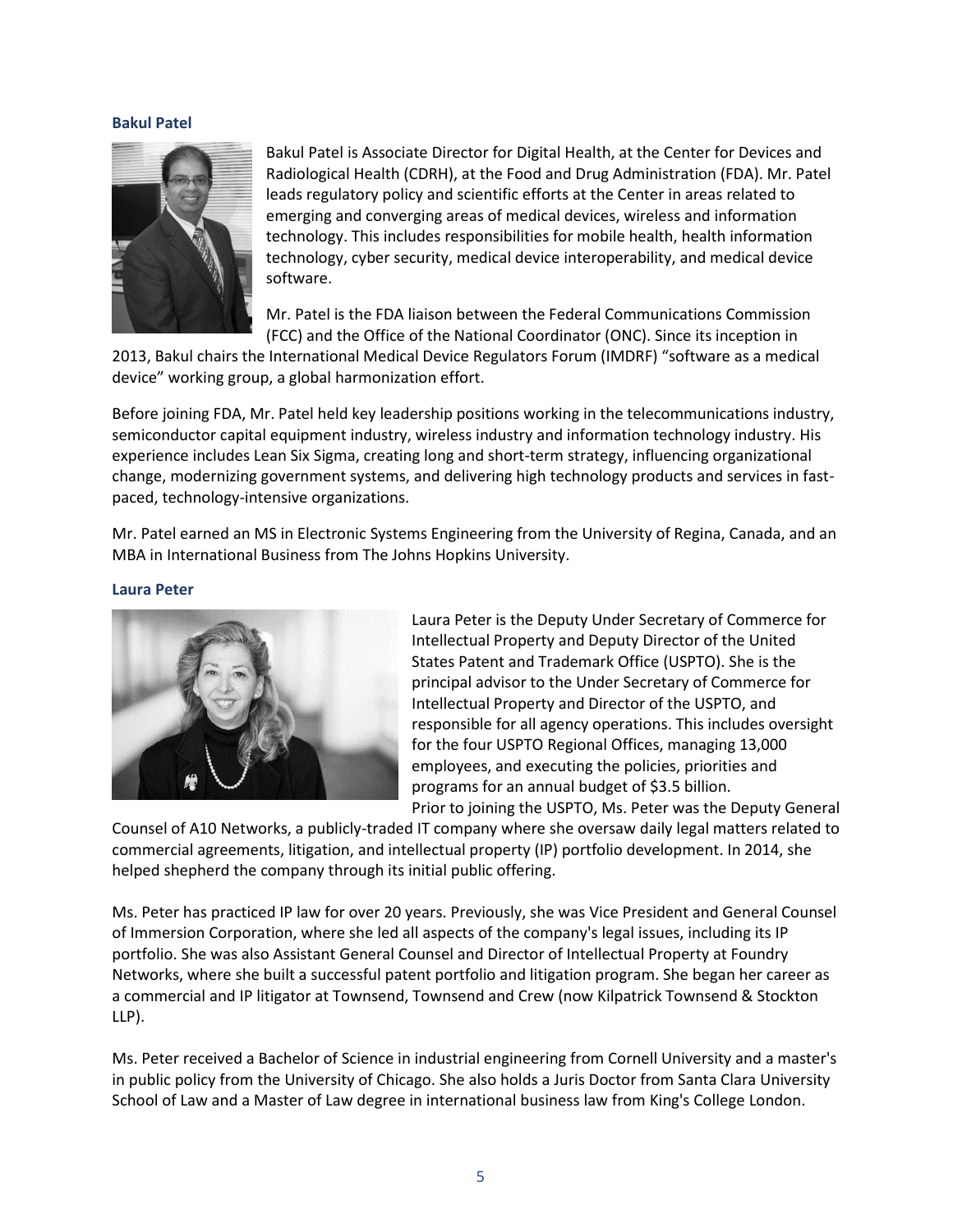### Bakul Patel

Bakul Patel is Associate Director for Digital Health, at the Center for Devices and Radiological Health (CDRH), at the Food and Drug Administration (FDA). Mr. Patel leads regulatory policy and scientific efforts at the Center in areas related to emerging and converging areas of medical devices, wireless and information technology. This includes responsibilities for mobile health, health information technology, cyber security, medical device interoperability, and medical device software.

Mr. Patel is the FDA liaison between the Federal Communications Commission (FCC) and the Office of the National Coordinator (ONC). Since its inception in 2013, Bakul chairs the International Medical Device Regulators Forum (IMDRF) "software as a medical device" working group, a global harmonization effort.

Before joining FDA, Mr. Patel held key leadership positions working in the telecommunications industry, semiconductor capital equipment industry, wireless industry and information technology industry. His experience includes Lean Six Sigma, creating long and short-term strategy, influencing organizational change, modernizing government systems, and delivering high technology products and services in fast-paced, technology-intensive organizations.

Mr. Patel earned an MS in Electronic Systems Engineering from the University of Regina, Canada, and an MBA in International Business from The Johns Hopkins University.

### Laura Peter

Laura Peter is the Deputy Under Secretary of Commerce for Intellectual Property and Deputy Director of the United States Patent and Trademark Office (USPTO). She is the principal advisor to the Under Secretary of Commerce for Intellectual Property and Director of the USPTO, and responsible for all agency operations. This includes oversight for the four USPTO Regional Offices, managing 13,000 employees, and executing the policies, priorities and programs for an annual budget of $3.5 billion.
Prior to joining the USPTO, Ms. Peter was the Deputy General Counsel of A10 Networks, a publicly-traded IT company where she oversaw daily legal matters related to commercial agreements, litigation, and intellectual property (IP) portfolio development. In 2014, she helped shepherd the company through its initial public offering.

Ms. Peter has practiced IP law for over 20 years. Previously, she was Vice President and General Counsel of Immersion Corporation, where she led all aspects of the company's legal issues, including its IP portfolio. She was also Assistant General Counsel and Director of Intellectual Property at Foundry Networks, where she built a successful patent portfolio and litigation program. She began her career as a commercial and IP litigator at Townsend, Townsend and Crew (now Kilpatrick Townsend & Stockton LLP).

Ms. Peter received a Bachelor of Science in industrial engineering from Cornell University and a master's in public policy from the University of Chicago. She also holds a Juris Doctor from Santa Clara University School of Law and a Master of Law degree in international business law from King's College London.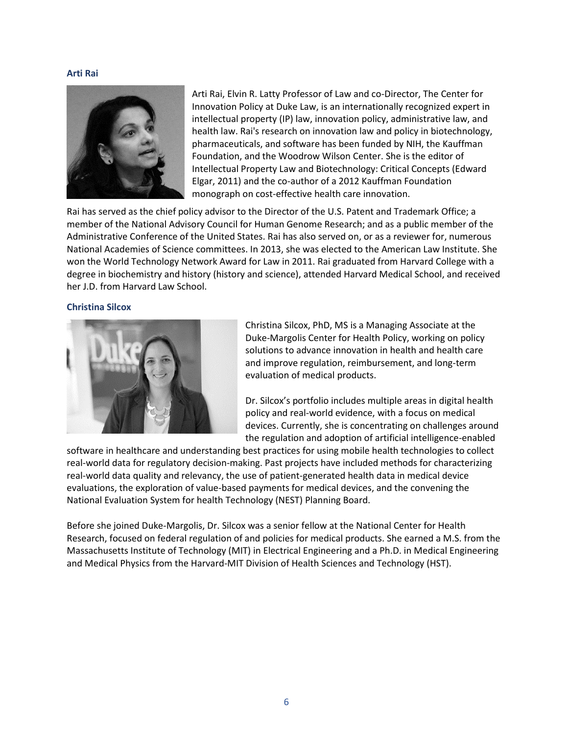### Arti Rai

Arti Rai, Elvin R. Latty Professor of Law and co-Director, The Center for Innovation Policy at Duke Law, is an internationally recognized expert in intellectual property (IP) law, innovation policy, administrative law, and health law. Rai's research on innovation law and policy in biotechnology, pharmaceuticals, and software has been funded by NIH, the Kauffman Foundation, and the Woodrow Wilson Center. She is the editor of Intellectual Property Law and Biotechnology: Critical Concepts (Edward Elgar, 2011) and the co-author of a 2012 Kauffman Foundation monograph on cost-effective health care innovation.

Rai has served as the chief policy advisor to the Director of the U.S. Patent and Trademark Office; a member of the National Advisory Council for Human Genome Research; and as a public member of the Administrative Conference of the United States. Rai has also served on, or as a reviewer for, numerous National Academies of Science committees. In 2013, she was elected to the American Law Institute. She won the World Technology Network Award for Law in 2011. Rai graduated from Harvard College with a degree in biochemistry and history (history and science), attended Harvard Medical School, and received her J.D. from Harvard Law School.

### Christina Silcox

Christina Silcox, PhD, MS is a Managing Associate at the Duke-Margolis Center for Health Policy, working on policy solutions to advance innovation in health and health care and improve regulation, reimbursement, and long-term evaluation of medical products.

Dr. Silcox's portfolio includes multiple areas in digital health policy and real-world evidence, with a focus on medical devices. Currently, she is concentrating on challenges around the regulation and adoption of artificial intelligence-enabled software in healthcare and understanding best practices for using mobile health technologies to collect real-world data for regulatory decision-making. Past projects have included methods for characterizing real-world data quality and relevancy, the use of patient-generated health data in medical device evaluations, the exploration of value-based payments for medical devices, and the convening the National Evaluation System for health Technology (NEST) Planning Board.

Before she joined Duke-Margolis, Dr. Silcox was a senior fellow at the National Center for Health Research, focused on federal regulation of and policies for medical products. She earned a M.S. from the Massachusetts Institute of Technology (MIT) in Electrical Engineering and a Ph.D. in Medical Engineering and Medical Physics from the Harvard-MIT Division of Health Sciences and Technology (HST).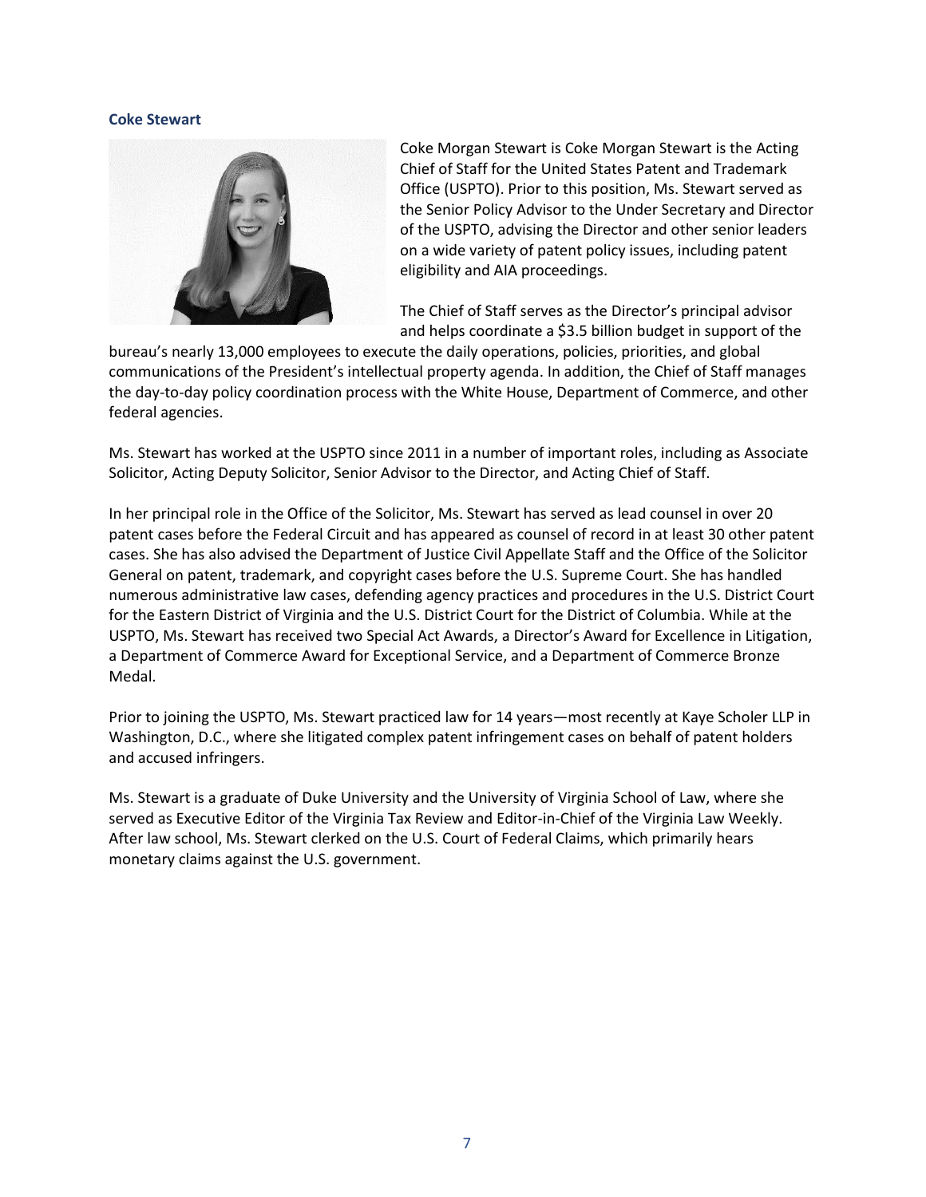### Coke Stewart

Coke Morgan Stewart is Coke Morgan Stewart is the Acting Chief of Staff for the United States Patent and Trademark Office (USPTO). Prior to this position, Ms. Stewart served as the Senior Policy Advisor to the Under Secretary and Director of the USPTO, advising the Director and other senior leaders on a wide variety of patent policy issues, including patent eligibility and AIA proceedings.

The Chief of Staff serves as the Director's principal advisor and helps coordinate a $3.5 billion budget in support of the bureau's nearly 13,000 employees to execute the daily operations, policies, priorities, and global communications of the President's intellectual property agenda. In addition, the Chief of Staff manages the day-to-day policy coordination process with the White House, Department of Commerce, and other federal agencies.

Ms. Stewart has worked at the USPTO since 2011 in a number of important roles, including as Associate Solicitor, Acting Deputy Solicitor, Senior Advisor to the Director, and Acting Chief of Staff.

In her principal role in the Office of the Solicitor, Ms. Stewart has served as lead counsel in over 20 patent cases before the Federal Circuit and has appeared as counsel of record in at least 30 other patent cases. She has also advised the Department of Justice Civil Appellate Staff and the Office of the Solicitor General on patent, trademark, and copyright cases before the U.S. Supreme Court. She has handled numerous administrative law cases, defending agency practices and procedures in the U.S. District Court for the Eastern District of Virginia and the U.S. District Court for the District of Columbia. While at the USPTO, Ms. Stewart has received two Special Act Awards, a Director's Award for Excellence in Litigation, a Department of Commerce Award for Exceptional Service, and a Department of Commerce Bronze Medal.

Prior to joining the USPTO, Ms. Stewart practiced law for 14 years—most recently at Kaye Scholer LLP in Washington, D.C., where she litigated complex patent infringement cases on behalf of patent holders and accused infringers.

Ms. Stewart is a graduate of Duke University and the University of Virginia School of Law, where she served as Executive Editor of the Virginia Tax Review and Editor-in-Chief of the Virginia Law Weekly. After law school, Ms. Stewart clerked on the U.S. Court of Federal Claims, which primarily hears monetary claims against the U.S. government.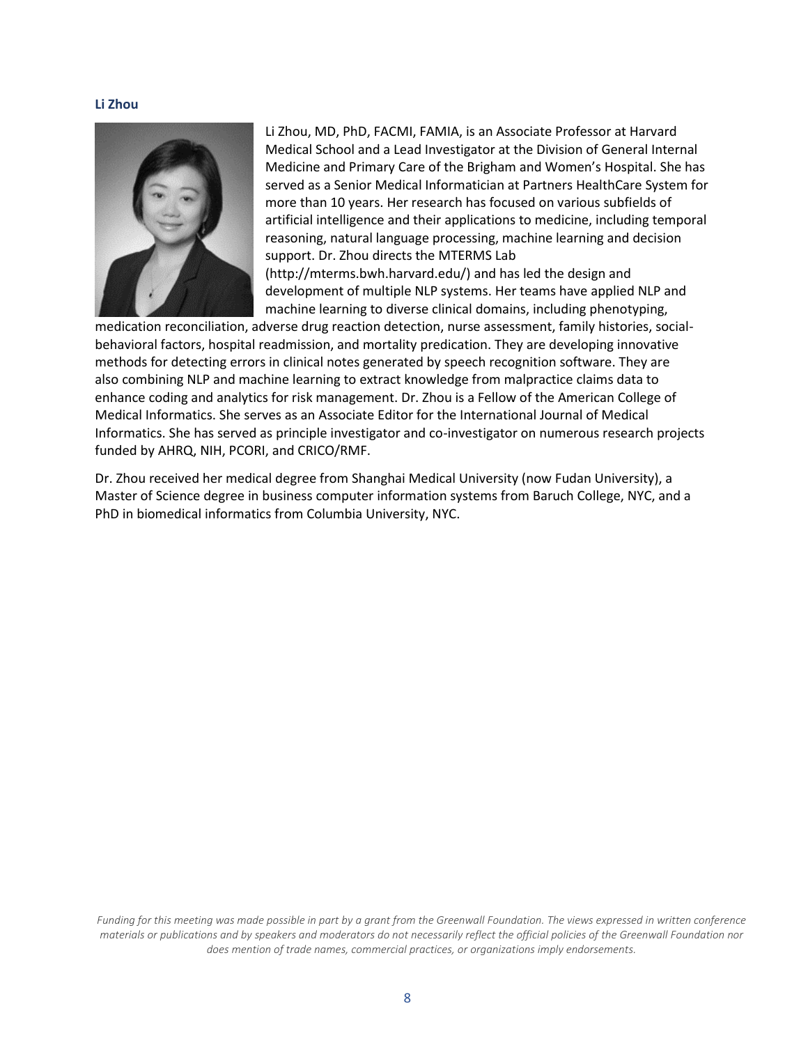### Li Zhou

Li Zhou, MD, PhD, FACMI, FAMIA, is an Associate Professor at Harvard Medical School and a Lead Investigator at the Division of General Internal Medicine and Primary Care of the Brigham and Women's Hospital. She has served as a Senior Medical Informatician at Partners HealthCare System for more than 10 years. Her research has focused on various subfields of artificial intelligence and their applications to medicine, including temporal reasoning, natural language processing, machine learning and decision support. Dr. Zhou directs the MTERMS Lab (http://mterms.bwh.harvard.edu/) and has led the design and development of multiple NLP systems. Her teams have applied NLP and machine learning to diverse clinical domains, including phenotyping, medication reconciliation, adverse drug reaction detection, nurse assessment, family histories, social-behavioral factors, hospital readmission, and mortality predication. They are developing innovative methods for detecting errors in clinical notes generated by speech recognition software. They are also combining NLP and machine learning to extract knowledge from malpractice claims data to enhance coding and analytics for risk management. Dr. Zhou is a Fellow of the American College of Medical Informatics. She serves as an Associate Editor for the International Journal of Medical Informatics. She has served as principle investigator and co-investigator on numerous research projects funded by AHRQ, NIH, PCORI, and CRICO/RMF.

Dr. Zhou received her medical degree from Shanghai Medical University (now Fudan University), a Master of Science degree in business computer information systems from Baruch College, NYC, and a PhD in biomedical informatics from Columbia University, NYC.

*Funding for this meeting was made possible in part by a grant from the Greenwall Foundation. The views expressed in written conference materials or publications and by speakers and moderators do not necessarily reflect the official policies of the Greenwall Foundation nor does mention of trade names, commercial practices, or organizations imply endorsements.*